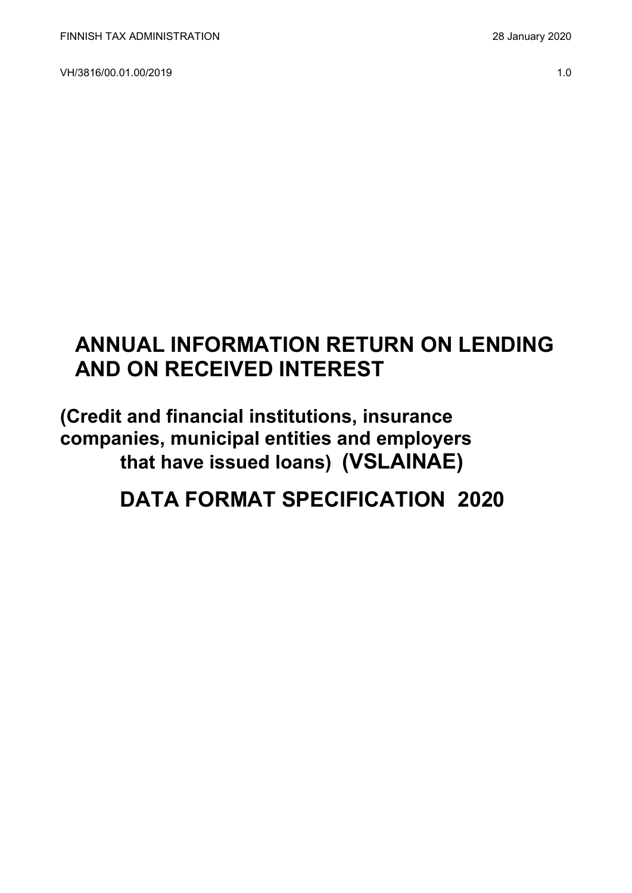FINNISH TAX ADMINISTRATION 28 January 2020

VH/3816/00.01.00/2019 1.0

# ANNUAL INFORMATION RETURN ON LENDING AND ON RECEIVED INTEREST

## (Credit and financial institutions, insurance companies, municipal entities and employers that have issued loans) (VSLAINAE)

# DATA FORMAT SPECIFICATION 2020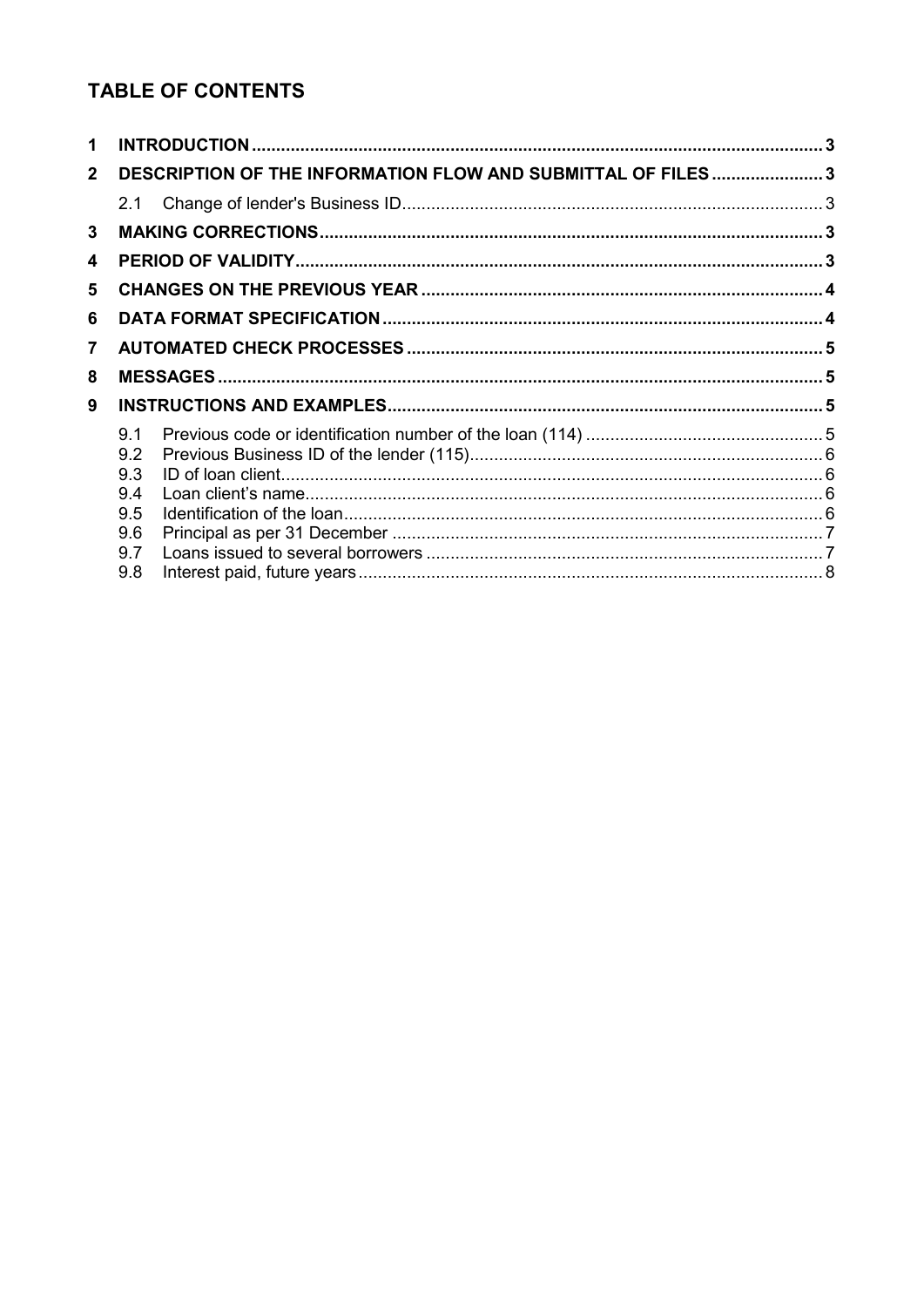## TABLE OF CONTENTS

1 INTRODUCTION ..................................................................................................................... 3

2 DESCRIPTION OF THE INFORMATION FLOW AND SUBMITTAL OF FILES ....................... 3

- 2.1 Change of lender's Business ID ...................................................................................... 3

3 MAKING CORRECTIONS ...................................................................................................... 3

4 PERIOD OF VALIDITY ............................................................................................................ 3

5 CHANGES ON THE PREVIOUS YEAR .................................................................................. 4

6 DATA FORMAT SPECIFICATION .......................................................................................... 4

7 AUTOMATED CHECK PROCESSES ..................................................................................... 5

8 MESSAGES ............................................................................................................................ 5

9 INSTRUCTIONS AND EXAMPLES ......................................................................................... 5

- 9.1 Previous code or identification number of the loan (114) ................................................. 5
- 9.2 Previous Business ID of the lender (115) ......................................................................... 6
- 9.3 ID of loan client ................................................................................................................ 6
- 9.4 Loan client's name ........................................................................................................... 6
- 9.5 Identification of the loan ................................................................................................... 6
- 9.6 Principal as per 31 December ......................................................................................... 7
- 9.7 Loans issued to several borrowers .................................................................................. 7
- 9.8 Interest paid, future years ................................................................................................ 8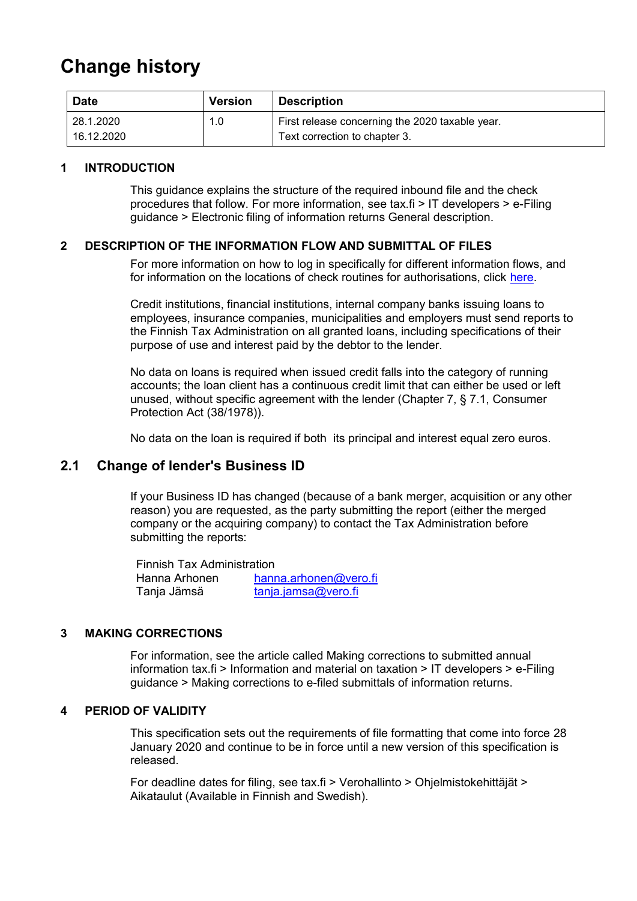# Change history

| Date | Version | Description |
|---|---|---|
| 28.1.2020<br>16.12.2020 | 1.0 | First release concerning the 2020 taxable year.<br>Text correction to chapter 3. |

## 1 INTRODUCTION

This guidance explains the structure of the required inbound file and the check procedures that follow. For more information, see tax.fi > IT developers > e-Filing guidance > Electronic filing of information returns General description.

## 2 DESCRIPTION OF THE INFORMATION FLOW AND SUBMITTAL OF FILES

For more information on how to log in specifically for different information flows, and for information on the locations of check routines for authorisations, click here.

Credit institutions, financial institutions, internal company banks issuing loans to employees, insurance companies, municipalities and employers must send reports to the Finnish Tax Administration on all granted loans, including specifications of their purpose of use and interest paid by the debtor to the lender.

No data on loans is required when issued credit falls into the category of running accounts; the loan client has a continuous credit limit that can either be used or left unused, without specific agreement with the lender (Chapter 7, § 7.1, Consumer Protection Act (38/1978)).

No data on the loan is required if both its principal and interest equal zero euros.

### 2.1 Change of lender's Business ID

If your Business ID has changed (because of a bank merger, acquisition or any other reason) you are requested, as the party submitting the report (either the merged company or the acquiring company) to contact the Tax Administration before submitting the reports:

Finnish Tax Administration
Hanna Arhonen hanna.arhonen@vero.fi
Tanja Jämsä tanja.jamsa@vero.fi

## 3 MAKING CORRECTIONS

For information, see the article called Making corrections to submitted annual information tax.fi > Information and material on taxation > IT developers > e-Filing guidance > Making corrections to e-filed submittals of information returns.

## 4 PERIOD OF VALIDITY

This specification sets out the requirements of file formatting that come into force 28 January 2020 and continue to be in force until a new version of this specification is released.

For deadline dates for filing, see tax.fi > Verohallinto > Ohjelmistokehittäjät > Aikataulut (Available in Finnish and Swedish).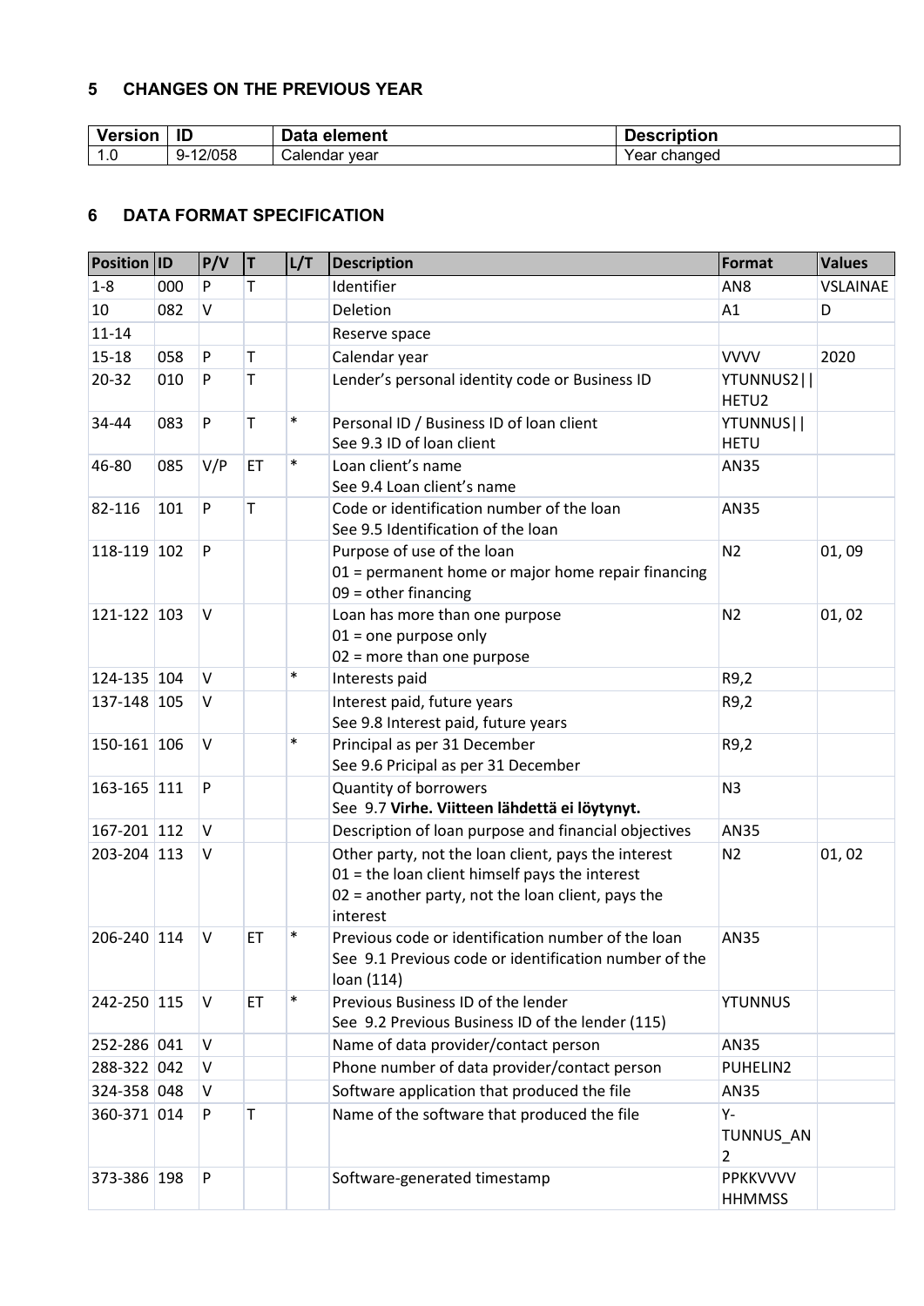## 5 CHANGES ON THE PREVIOUS YEAR

| Version | ID | Data element | Description |
|---|---|---|---|
| 1.0 | 9-12/058 | Calendar year | Year changed |

## 6 DATA FORMAT SPECIFICATION

| Position | ID | P/V | T | L/T | Description | Format | Values |
|---|---|---|---|---|---|---|---|
| 1-8 | 000 | P | T | | Identifier | AN8 | VSLAINAE |
| 10 | 082 | V | | | Deletion | A1 | D |
| 11-14 | | | | | Reserve space | | |
| 15-18 | 058 | P | T | | Calendar year | VVVV | 2020 |
| 20-32 | 010 | P | T | | Lender's personal identity code or Business ID | YTUNNUS2\|\|HETU2 | |
| 34-44 | 083 | P | T | * | Personal ID / Business ID of loan client<br>See 9.3 ID of loan client | YTUNNUS\|\|HETU | |
| 46-80 | 085 | V/P | ET | * | Loan client's name<br>See 9.4 Loan client's name | AN35 | |
| 82-116 | 101 | P | T | | Code or identification number of the loan<br>See 9.5 Identification of the loan | AN35 | |
| 118-119 | 102 | P | | | Purpose of use of the loan<br>01 = permanent home or major home repair financing<br>09 = other financing | N2 | 01, 09 |
| 121-122 | 103 | V | | | Loan has more than one purpose<br>01 = one purpose only<br>02 = more than one purpose | N2 | 01, 02 |
| 124-135 | 104 | V | | * | Interests paid | R9,2 | |
| 137-148 | 105 | V | | | Interest paid, future years<br>See 9.8 Interest paid, future years | R9,2 | |
| 150-161 | 106 | V | | * | Principal as per 31 December<br>See 9.6 Pricipal as per 31 December | R9,2 | |
| 163-165 | 111 | P | | | Quantity of borrowers<br>See 9.7 **Virhe. Viitteen lähdettä ei löytynyt.** | N3 | |
| 167-201 | 112 | V | | | Description of loan purpose and financial objectives | AN35 | |
| 203-204 | 113 | V | | | Other party, not the loan client, pays the interest<br>01 = the loan client himself pays the interest<br>02 = another party, not the loan client, pays the interest | N2 | 01, 02 |
| 206-240 | 114 | V | ET | * | Previous code or identification number of the loan<br>See 9.1 Previous code or identification number of the loan (114) | AN35 | |
| 242-250 | 115 | V | ET | * | Previous Business ID of the lender<br>See 9.2 Previous Business ID of the lender (115) | YTUNNUS | |
| 252-286 | 041 | V | | | Name of data provider/contact person | AN35 | |
| 288-322 | 042 | V | | | Phone number of data provider/contact person | PUHELIN2 | |
| 324-358 | 048 | V | | | Software application that produced the file | AN35 | |
| 360-371 | 014 | P | T | | Name of the software that produced the file | Y-TUNNUS_AN2 | |
| 373-386 | 198 | P | | | Software-generated timestamp | PPKKVVVV HHMMSS | |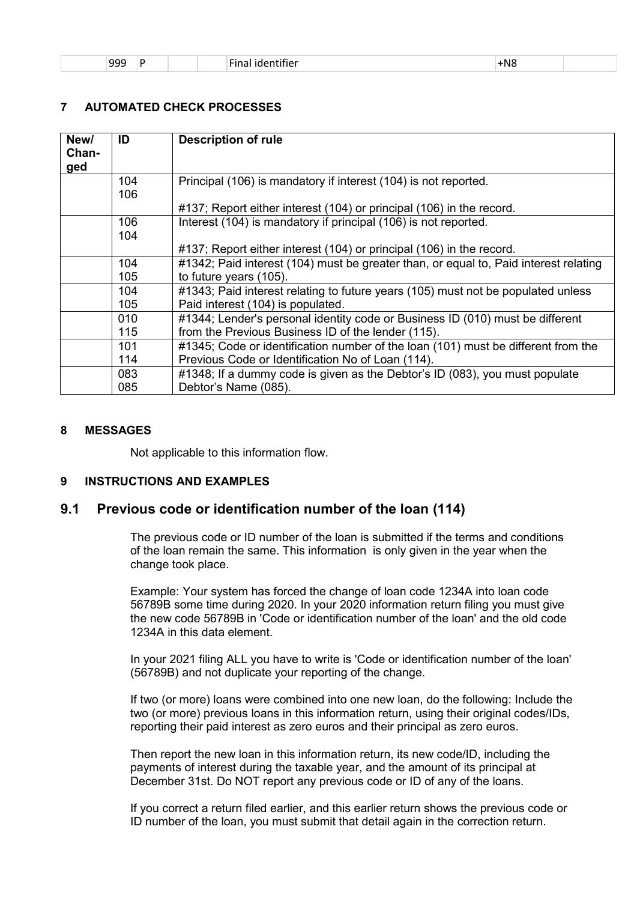| | 999 | P | | | Final identifier | +N8 | |
|---|---|---|---|---|---|---|---|

## 7 AUTOMATED CHECK PROCESSES

| New/ Chan-ged | ID | Description of rule |
|---|---|---|
| | 104 106 | Principal (106) is mandatory if interest (104) is not reported.<br><br>#137; Report either interest (104) or principal (106) in the record. |
| | 106 104 | Interest (104) is mandatory if principal (106) is not reported.<br><br>#137; Report either interest (104) or principal (106) in the record. |
| | 104 105 | #1342; Paid interest (104) must be greater than, or equal to, Paid interest relating to future years (105). |
| | 104 105 | #1343; Paid interest relating to future years (105) must not be populated unless Paid interest (104) is populated. |
| | 010 115 | #1344; Lender's personal identity code or Business ID (010) must be different from the Previous Business ID of the lender (115). |
| | 101 114 | #1345; Code or identification number of the loan (101) must be different from the Previous Code or Identification No of Loan (114). |
| | 083 085 | #1348; If a dummy code is given as the Debtor's ID (083), you must populate Debtor's Name (085). |

## 8 MESSAGES

Not applicable to this information flow.

## 9 INSTRUCTIONS AND EXAMPLES

### 9.1 Previous code or identification number of the loan (114)

The previous code or ID number of the loan is submitted if the terms and conditions of the loan remain the same. This information is only given in the year when the change took place.

Example: Your system has forced the change of loan code 1234A into loan code 56789B some time during 2020. In your 2020 information return filing you must give the new code 56789B in 'Code or identification number of the loan' and the old code 1234A in this data element.

In your 2021 filing ALL you have to write is 'Code or identification number of the loan' (56789B) and not duplicate your reporting of the change.

If two (or more) loans were combined into one new loan, do the following: Include the two (or more) previous loans in this information return, using their original codes/IDs, reporting their paid interest as zero euros and their principal as zero euros.

Then report the new loan in this information return, its new code/ID, including the payments of interest during the taxable year, and the amount of its principal at December 31st. Do NOT report any previous code or ID of any of the loans.

If you correct a return filed earlier, and this earlier return shows the previous code or ID number of the loan, you must submit that detail again in the correction return.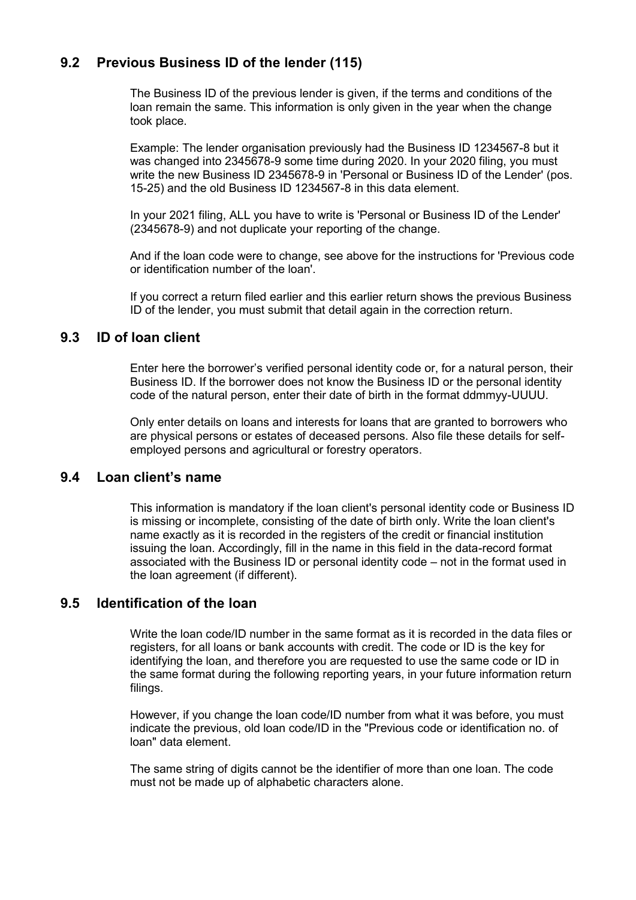## 9.2 Previous Business ID of the lender (115)

The Business ID of the previous lender is given, if the terms and conditions of the loan remain the same. This information is only given in the year when the change took place.

Example: The lender organisation previously had the Business ID 1234567-8 but it was changed into 2345678-9 some time during 2020. In your 2020 filing, you must write the new Business ID 2345678-9 in 'Personal or Business ID of the Lender' (pos. 15-25) and the old Business ID 1234567-8 in this data element.

In your 2021 filing, ALL you have to write is 'Personal or Business ID of the Lender' (2345678-9) and not duplicate your reporting of the change.

And if the loan code were to change, see above for the instructions for 'Previous code or identification number of the loan'.

If you correct a return filed earlier and this earlier return shows the previous Business ID of the lender, you must submit that detail again in the correction return.

## 9.3 ID of loan client

Enter here the borrower's verified personal identity code or, for a natural person, their Business ID. If the borrower does not know the Business ID or the personal identity code of the natural person, enter their date of birth in the format ddmmyy-UUUU.

Only enter details on loans and interests for loans that are granted to borrowers who are physical persons or estates of deceased persons. Also file these details for self-employed persons and agricultural or forestry operators.

## 9.4 Loan client's name

This information is mandatory if the loan client's personal identity code or Business ID is missing or incomplete, consisting of the date of birth only. Write the loan client's name exactly as it is recorded in the registers of the credit or financial institution issuing the loan. Accordingly, fill in the name in this field in the data-record format associated with the Business ID or personal identity code – not in the format used in the loan agreement (if different).

## 9.5 Identification of the loan

Write the loan code/ID number in the same format as it is recorded in the data files or registers, for all loans or bank accounts with credit. The code or ID is the key for identifying the loan, and therefore you are requested to use the same code or ID in the same format during the following reporting years, in your future information return filings.

However, if you change the loan code/ID number from what it was before, you must indicate the previous, old loan code/ID in the "Previous code or identification no. of loan" data element.

The same string of digits cannot be the identifier of more than one loan. The code must not be made up of alphabetic characters alone.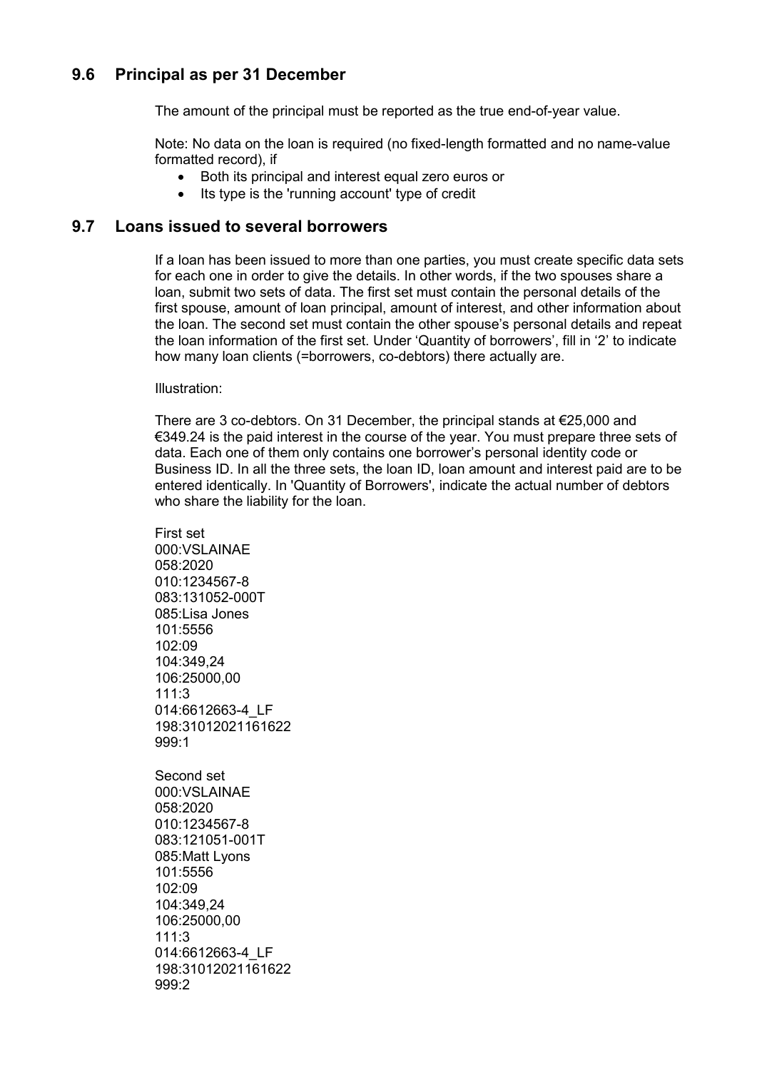## 9.6 Principal as per 31 December

The amount of the principal must be reported as the true end-of-year value.

Note: No data on the loan is required (no fixed-length formatted and no name-value formatted record), if

- Both its principal and interest equal zero euros or
- Its type is the 'running account' type of credit

## 9.7 Loans issued to several borrowers

If a loan has been issued to more than one parties, you must create specific data sets for each one in order to give the details. In other words, if the two spouses share a loan, submit two sets of data. The first set must contain the personal details of the first spouse, amount of loan principal, amount of interest, and other information about the loan. The second set must contain the other spouse's personal details and repeat the loan information of the first set. Under 'Quantity of borrowers', fill in '2' to indicate how many loan clients (=borrowers, co-debtors) there actually are.

Illustration:

There are 3 co-debtors. On 31 December, the principal stands at €25,000 and €349.24 is the paid interest in the course of the year. You must prepare three sets of data. Each one of them only contains one borrower's personal identity code or Business ID. In all the three sets, the loan ID, loan amount and interest paid are to be entered identically. In 'Quantity of Borrowers', indicate the actual number of debtors who share the liability for the loan.

First set

```
000:VSLAINAE
058:2020
010:1234567-8
083:131052-000T
085:Lisa Jones
101:5556
102:09
104:349,24
106:25000,00
111:3
014:6612663-4_LF
198:31012021161622
999:1
```

Second set

```
000:VSLAINAE
058:2020
010:1234567-8
083:121051-001T
085:Matt Lyons
101:5556
102:09
104:349,24
106:25000,00
111:3
014:6612663-4_LF
198:31012021161622
999:2
```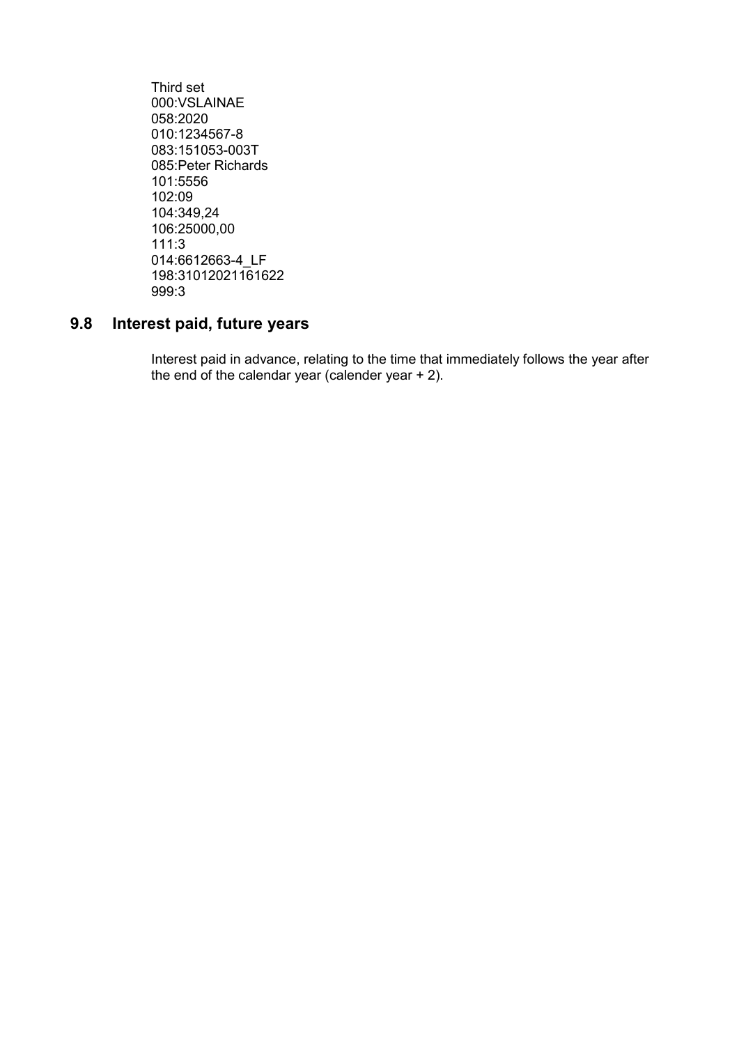Third set
000:VSLAINAE
058:2020
010:1234567-8
083:151053-003T
085:Peter Richards
101:5556
102:09
104:349,24
106:25000,00
111:3
014:6612663-4_LF
198:31012021161622
999:3

## 9.8 Interest paid, future years

Interest paid in advance, relating to the time that immediately follows the year after the end of the calendar year (calender year + 2).